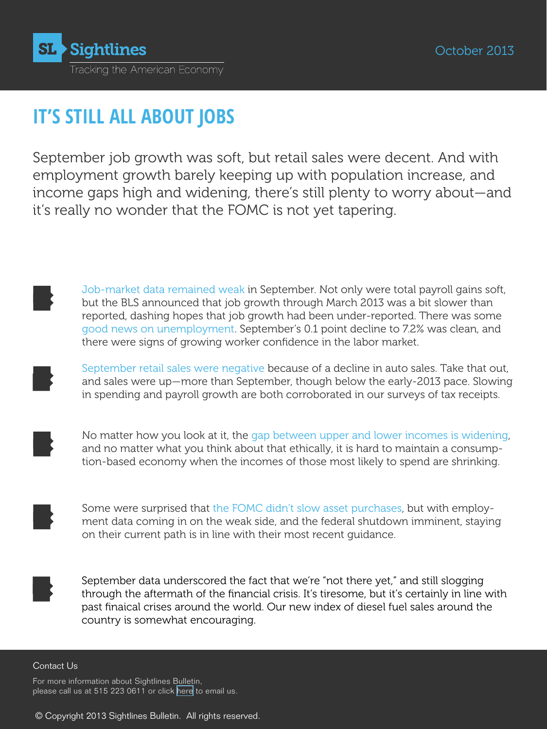# SL Sightlines

Tracking the American Economy

October 2013

## IT'S STILL ALL ABOUT JOBS

September job growth was soft, but retail sales were decent. And with employment growth barely keeping up with population increase, and income gaps high and widening, there's still plenty to worry about—and it's really no wonder that the FOMC is not yet tapering.

- Job-market data remained weak in September. Not only were total payroll gains soft, but the BLS announced that job growth through March 2013 was a bit slower than reported, dashing hopes that job growth had been under-reported. There was some good news on unemployment. September's 0.1 point decline to 7.2% was clean, and there were signs of growing worker confidence in the labor market.

- September retail sales were negative because of a decline in auto sales. Take that out, and sales were up—more than September, though below the early-2013 pace. Slowing in spending and payroll growth are both corroborated in our surveys of tax receipts.

- No matter how you look at it, the gap between upper and lower incomes is widening, and no matter what you think about that ethically, it is hard to maintain a consumption-based economy when the incomes of those most likely to spend are shrinking.

- Some were surprised that the FOMC didn't slow asset purchases, but with employment data coming in on the weak side, and the federal shutdown imminent, staying on their current path is in line with their most recent guidance.

- September data underscored the fact that we're "not there yet," and still slogging through the aftermath of the financial crisis. It's tiresome, but it's certainly in line with past finaical crises around the world. Our new index of diesel fuel sales around the country is somewhat encouraging.

Contact Us

For more information about Sightlines Bulletin, please call us at 515 223 0611 or click here to email us.

© Copyright 2013 Sightlines Bulletin. All rights reserved.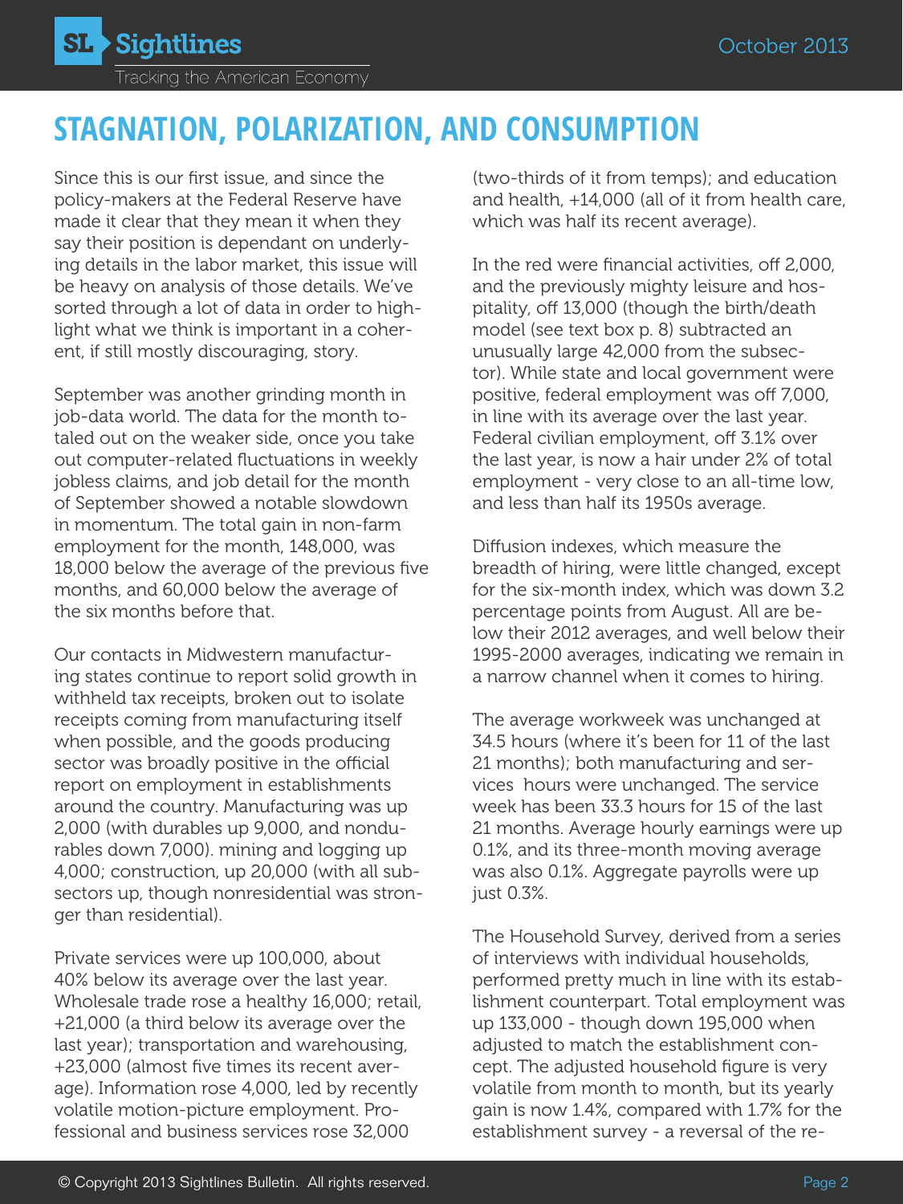# STAGNATION, POLARIZATION, AND CONSUMPTION

Since this is our first issue, and since the policy-makers at the Federal Reserve have made it clear that they mean it when they say their position is dependant on underlying details in the labor market, this issue will be heavy on analysis of those details. We've sorted through a lot of data in order to highlight what we think is important in a coherent, if still mostly discouraging, story.

September was another grinding month in job-data world. The data for the month totaled out on the weaker side, once you take out computer-related fluctuations in weekly jobless claims, and job detail for the month of September showed a notable slowdown in momentum. The total gain in non-farm employment for the month, 148,000, was 18,000 below the average of the previous five months, and 60,000 below the average of the six months before that.

Our contacts in Midwestern manufacturing states continue to report solid growth in withheld tax receipts, broken out to isolate receipts coming from manufacturing itself when possible, and the goods producing sector was broadly positive in the official report on employment in establishments around the country. Manufacturing was up 2,000 (with durables up 9,000, and nondurables down 7,000). mining and logging up 4,000; construction, up 20,000 (with all subsectors up, though nonresidential was stronger than residential).

Private services were up 100,000, about 40% below its average over the last year. Wholesale trade rose a healthy 16,000; retail, +21,000 (a third below its average over the last year); transportation and warehousing, +23,000 (almost five times its recent average). Information rose 4,000, led by recently volatile motion-picture employment. Professional and business services rose 32,000 (two-thirds of it from temps); and education and health, +14,000 (all of it from health care, which was half its recent average).

In the red were financial activities, off 2,000, and the previously mighty leisure and hospitality, off 13,000 (though the birth/death model (see text box p. 8) subtracted an unusually large 42,000 from the subsector). While state and local government were positive, federal employment was off 7,000, in line with its average over the last year. Federal civilian employment, off 3.1% over the last year, is now a hair under 2% of total employment - very close to an all-time low, and less than half its 1950s average.

Diffusion indexes, which measure the breadth of hiring, were little changed, except for the six-month index, which was down 3.2 percentage points from August. All are below their 2012 averages, and well below their 1995-2000 averages, indicating we remain in a narrow channel when it comes to hiring.

The average workweek was unchanged at 34.5 hours (where it's been for 11 of the last 21 months); both manufacturing and services hours were unchanged. The service week has been 33.3 hours for 15 of the last 21 months. Average hourly earnings were up 0.1%, and its three-month moving average was also 0.1%. Aggregate payrolls were up just 0.3%.

The Household Survey, derived from a series of interviews with individual households, performed pretty much in line with its establishment counterpart. Total employment was up 133,000 - though down 195,000 when adjusted to match the establishment concept. The adjusted household figure is very volatile from month to month, but its yearly gain is now 1.4%, compared with 1.7% for the establishment survey - a reversal of the re-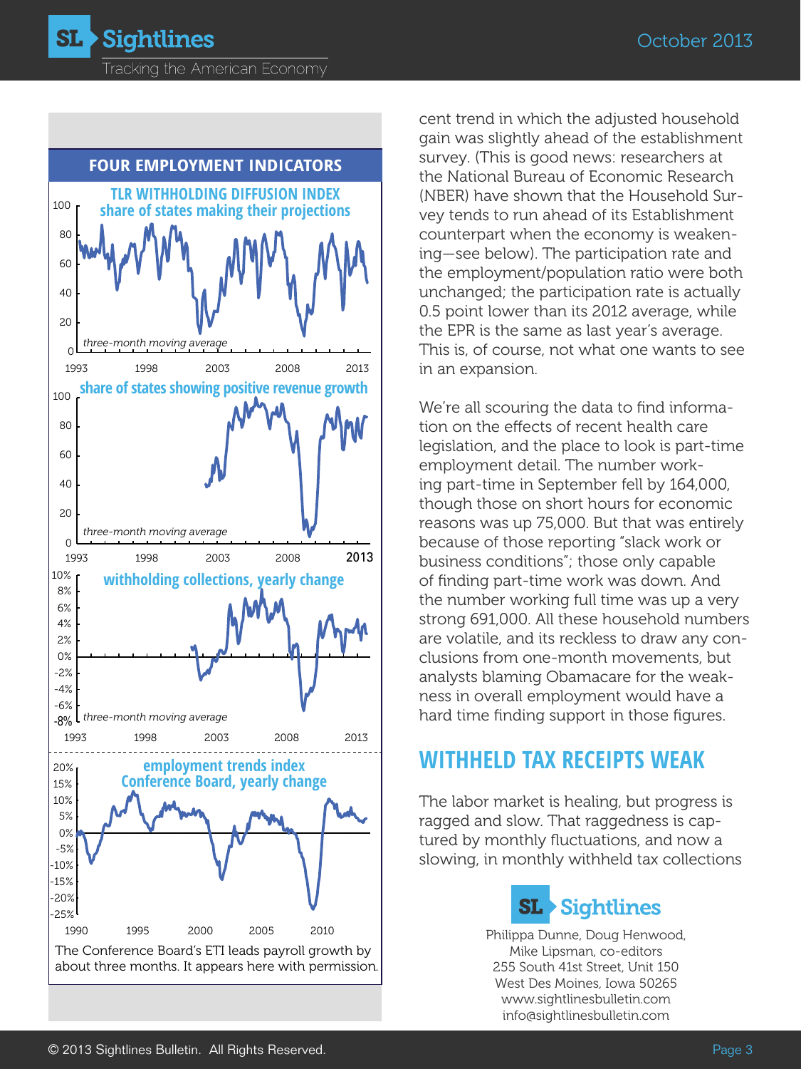## FOUR EMPLOYMENT INDICATORS

**TLR WITHHOLDING DIFFUSION INDEX**
**share of states making their projections**

*three-month moving average*

**share of states showing positive revenue growth**

*three-month moving average*

**withholding collections, yearly change**

*three-month moving average*

**employment trends index**
**Conference Board, yearly change**

The Conference Board's ETI leads payroll growth by about three months. It appears here with permission.

cent trend in which the adjusted household gain was slightly ahead of the establishment survey. (This is good news: researchers at the National Bureau of Economic Research (NBER) have shown that the Household Survey tends to run ahead of its Establishment counterpart when the economy is weakening—see below). The participation rate and the employment/population ratio were both unchanged; the participation rate is actually 0.5 point lower than its 2012 average, while the EPR is the same as last year's average. This is, of course, not what one wants to see in an expansion.

We're all scouring the data to find information on the effects of recent health care legislation, and the place to look is part-time employment detail. The number working part-time in September fell by 164,000, though those on short hours for economic reasons was up 75,000. But that was entirely because of those reporting "slack work or business conditions"; those only capable of finding part-time work was down. And the number working full time was up a very strong 691,000. All these household numbers are volatile, and its reckless to draw any conclusions from one-month movements, but analysts blaming Obamacare for the weakness in overall employment would have a hard time finding support in those figures.

## WITHHELD TAX RECEIPTS WEAK

The labor market is healing, but progress is ragged and slow. That raggedness is captured by monthly fluctuations, and now a slowing, in monthly withheld tax collections

**SL Sightlines**

Philippa Dunne, Doug Henwood, Mike Lipsman, co-editors
255 South 41st Street, Unit 150
West Des Moines, Iowa 50265
www.sightlinesbulletin.com
info@sightlinesbulletin.com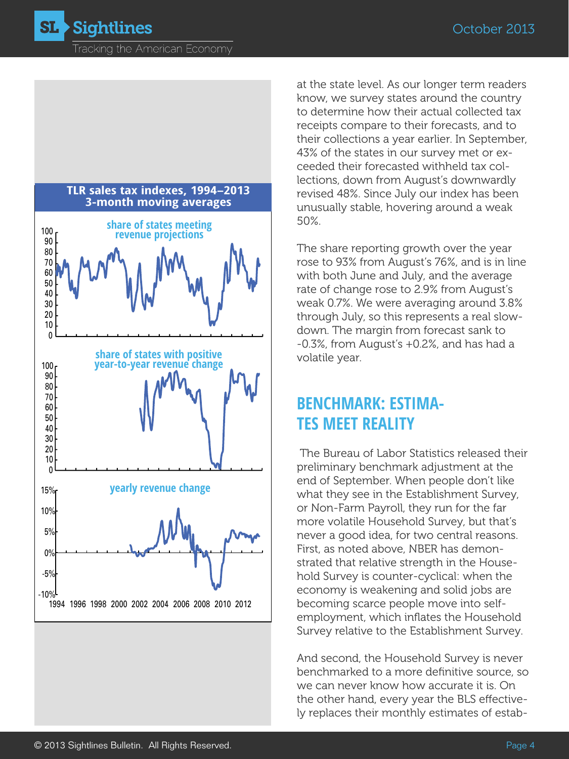**TLR sales tax indexes, 1994–2013**
**3-month moving averages**

share of states meeting revenue projections

share of states with positive year-to-year revenue change

yearly revenue change

at the state level. As our longer term readers know, we survey states around the country to determine how their actual collected tax receipts compare to their forecasts, and to their collections a year earlier. In September, 43% of the states in our survey met or exceeded their forecasted withheld tax collections, down from August's downwardly revised 48%. Since July our index has been unusually stable, hovering around a weak 50%.

The share reporting growth over the year rose to 93% from August's 76%, and is in line with both June and July, and the average rate of change rose to 2.9% from August's weak 0.7%. We were averaging around 3.8% through July, so this represents a real slowdown. The margin from forecast sank to -0.3%, from August's +0.2%, and has had a volatile year.

## BENCHMARK: ESTIMATES MEET REALITY

The Bureau of Labor Statistics released their preliminary benchmark adjustment at the end of September. When people don't like what they see in the Establishment Survey, or Non-Farm Payroll, they run for the far more volatile Household Survey, but that's never a good idea, for two central reasons. First, as noted above, NBER has demonstrated that relative strength in the Household Survey is counter-cyclical: when the economy is weakening and solid jobs are becoming scarce people move into self-employment, which inflates the Household Survey relative to the Establishment Survey.

And second, the Household Survey is never benchmarked to a more definitive source, so we can never know how accurate it is. On the other hand, every year the BLS effectively replaces their monthly estimates of estab-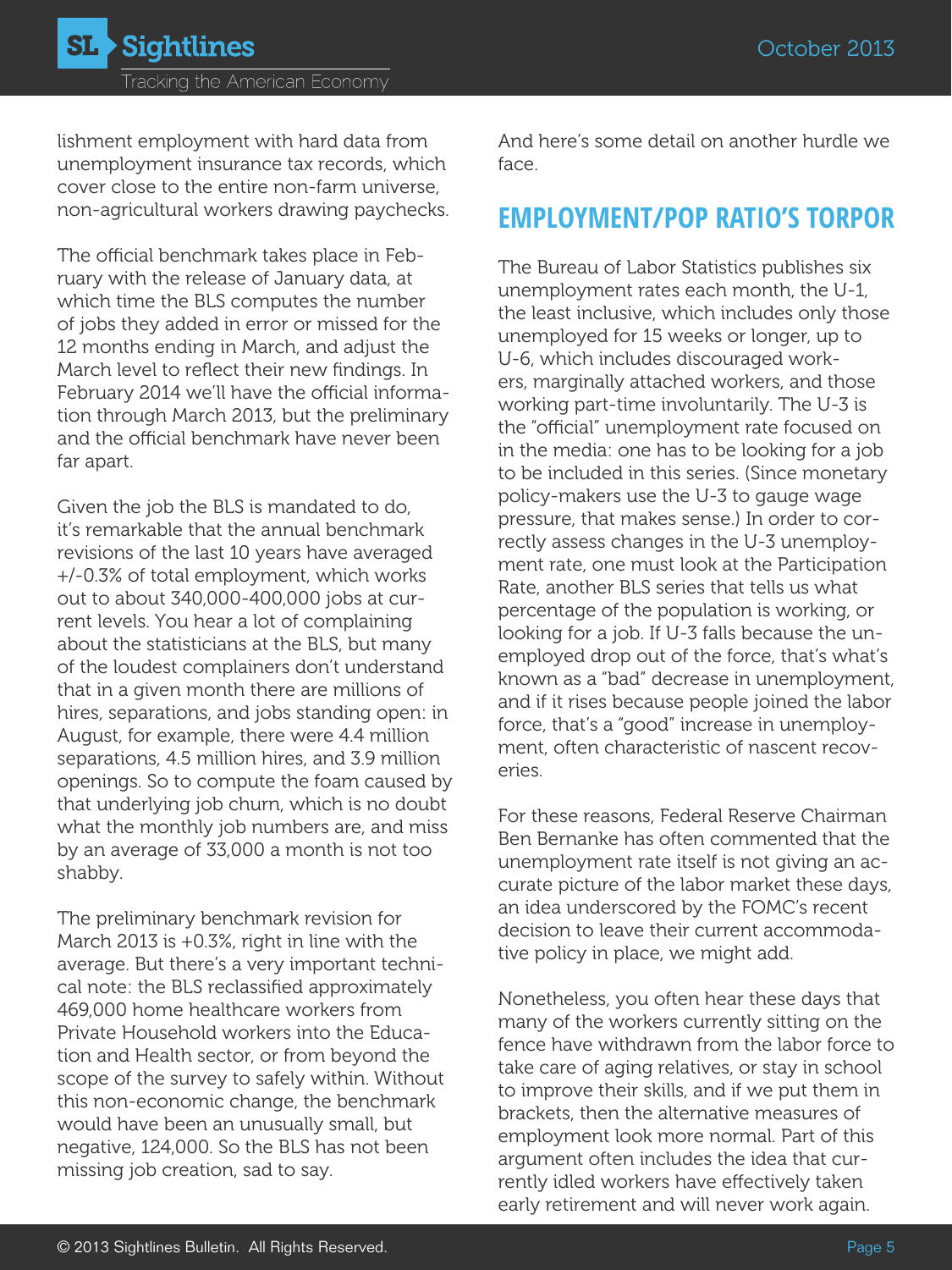lishment employment with hard data from unemployment insurance tax records, which cover close to the entire non-farm universe, non-agricultural workers drawing paychecks.

The official benchmark takes place in February with the release of January data, at which time the BLS computes the number of jobs they added in error or missed for the 12 months ending in March, and adjust the March level to reflect their new findings. In February 2014 we'll have the official information through March 2013, but the preliminary and the official benchmark have never been far apart.

Given the job the BLS is mandated to do, it's remarkable that the annual benchmark revisions of the last 10 years have averaged +/-0.3% of total employment, which works out to about 340,000-400,000 jobs at current levels. You hear a lot of complaining about the statisticians at the BLS, but many of the loudest complainers don't understand that in a given month there are millions of hires, separations, and jobs standing open: in August, for example, there were 4.4 million separations, 4.5 million hires, and 3.9 million openings. So to compute the foam caused by that underlying job churn, which is no doubt what the monthly job numbers are, and miss by an average of 33,000 a month is not too shabby.

The preliminary benchmark revision for March 2013 is +0.3%, right in line with the average. But there's a very important technical note: the BLS reclassified approximately 469,000 home healthcare workers from Private Household workers into the Education and Health sector, or from beyond the scope of the survey to safely within. Without this non-economic change, the benchmark would have been an unusually small, but negative, 124,000. So the BLS has not been missing job creation, sad to say.

And here's some detail on another hurdle we face.

## EMPLOYMENT/POP RATIO'S TORPOR

The Bureau of Labor Statistics publishes six unemployment rates each month, the U-1, the least inclusive, which includes only those unemployed for 15 weeks or longer, up to U-6, which includes discouraged workers, marginally attached workers, and those working part-time involuntarily. The U-3 is the "official" unemployment rate focused on in the media: one has to be looking for a job to be included in this series. (Since monetary policy-makers use the U-3 to gauge wage pressure, that makes sense.) In order to correctly assess changes in the U-3 unemployment rate, one must look at the Participation Rate, another BLS series that tells us what percentage of the population is working, or looking for a job. If U-3 falls because the unemployed drop out of the force, that's what's known as a "bad" decrease in unemployment, and if it rises because people joined the labor force, that's a "good" increase in unemployment, often characteristic of nascent recoveries.

For these reasons, Federal Reserve Chairman Ben Bernanke has often commented that the unemployment rate itself is not giving an accurate picture of the labor market these days, an idea underscored by the FOMC's recent decision to leave their current accommodative policy in place, we might add.

Nonetheless, you often hear these days that many of the workers currently sitting on the fence have withdrawn from the labor force to take care of aging relatives, or stay in school to improve their skills, and if we put them in brackets, then the alternative measures of employment look more normal. Part of this argument often includes the idea that currently idled workers have effectively taken early retirement and will never work again.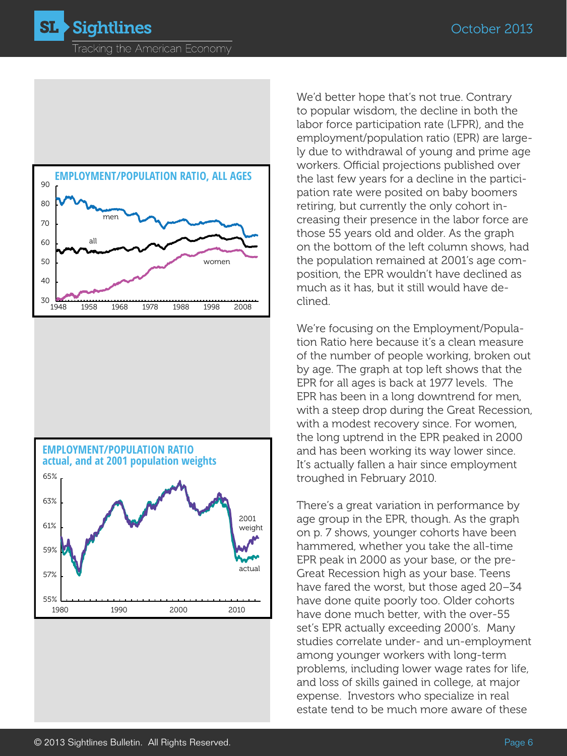**EMPLOYMENT/POPULATION RATIO, ALL AGES**

**EMPLOYMENT/POPULATION RATIO actual, and at 2001 population weights**

We'd better hope that's not true. Contrary to popular wisdom, the decline in both the labor force participation rate (LFPR), and the employment/population ratio (EPR) are largely due to withdrawal of young and prime age workers. Official projections published over the last few years for a decline in the participation rate were posited on baby boomers retiring, but currently the only cohort increasing their presence in the labor force are those 55 years old and older. As the graph on the bottom of the left column shows, had the population remained at 2001's age composition, the EPR wouldn't have declined as much as it has, but it still would have declined.

We're focusing on the Employment/Population Ratio here because it's a clean measure of the number of people working, broken out by age. The graph at top left shows that the EPR for all ages is back at 1977 levels. The EPR has been in a long downtrend for men, with a steep drop during the Great Recession, with a modest recovery since. For women, the long uptrend in the EPR peaked in 2000 and has been working its way lower since. It's actually fallen a hair since employment troughed in February 2010.

There's a great variation in performance by age group in the EPR, though. As the graph on p. 7 shows, younger cohorts have been hammered, whether you take the all-time EPR peak in 2000 as your base, or the pre-Great Recession high as your base. Teens have fared the worst, but those aged 20–34 have done quite poorly too. Older cohorts have done much better, with the over-55 set's EPR actually exceeding 2000's. Many studies correlate under- and un-employment among younger workers with long-term problems, including lower wage rates for life, and loss of skills gained in college, at major expense. Investors who specialize in real estate tend to be much more aware of these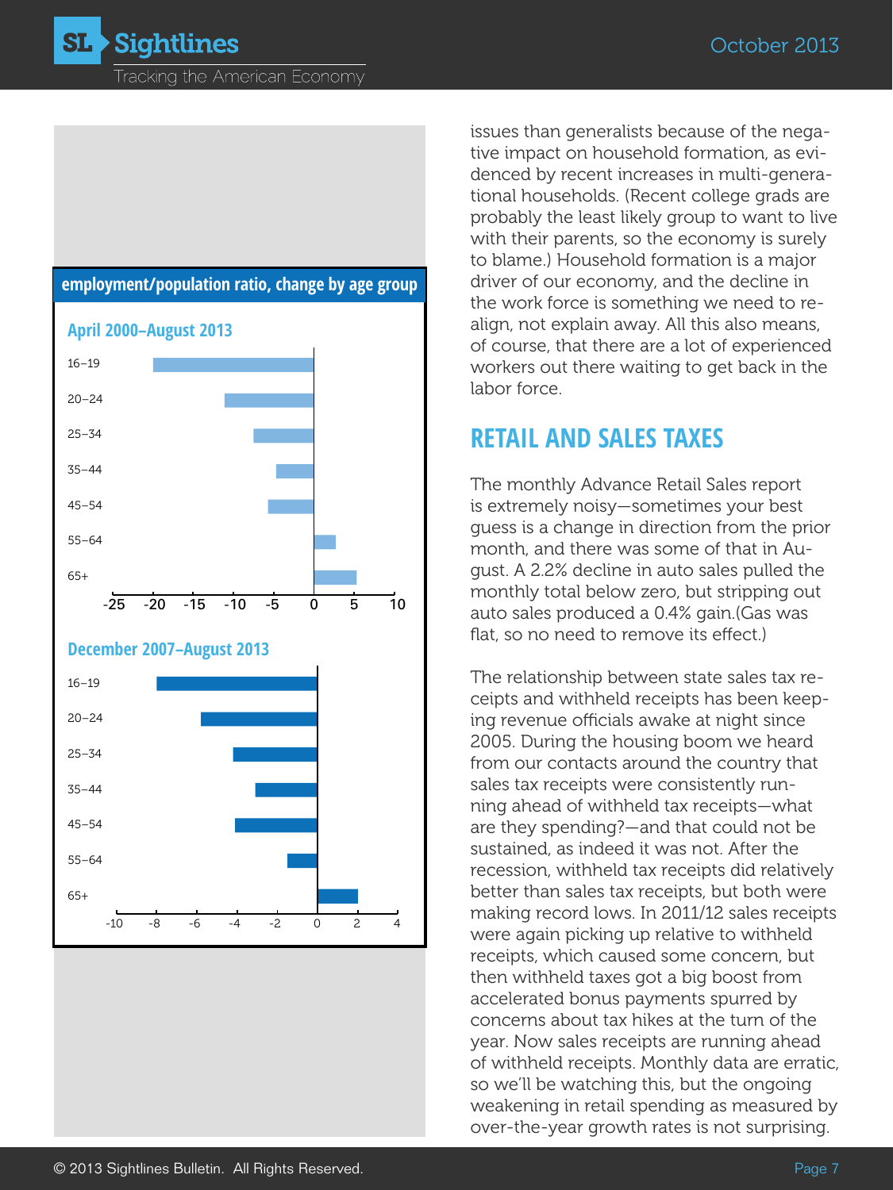**employment/population ratio, change by age group**

**April 2000–August 2013**

**December 2007–August 2013**

issues than generalists because of the negative impact on household formation, as evidenced by recent increases in multi-generational households. (Recent college grads are probably the least likely group to want to live with their parents, so the economy is surely to blame.) Household formation is a major driver of our economy, and the decline in the work force is something we need to realign, not explain away. All this also means, of course, that there are a lot of experienced workers out there waiting to get back in the labor force.

## RETAIL AND SALES TAXES

The monthly Advance Retail Sales report is extremely noisy—sometimes your best guess is a change in direction from the prior month, and there was some of that in August. A 2.2% decline in auto sales pulled the monthly total below zero, but stripping out auto sales produced a 0.4% gain.(Gas was flat, so no need to remove its effect.)

The relationship between state sales tax receipts and withheld receipts has been keeping revenue officials awake at night since 2005. During the housing boom we heard from our contacts around the country that sales tax receipts were consistently running ahead of withheld tax receipts—what are they spending?—and that could not be sustained, as indeed it was not. After the recession, withheld tax receipts did relatively better than sales tax receipts, but both were making record lows. In 2011/12 sales receipts were again picking up relative to withheld receipts, which caused some concern, but then withheld taxes got a big boost from accelerated bonus payments spurred by concerns about tax hikes at the turn of the year. Now sales receipts are running ahead of withheld receipts. Monthly data are erratic, so we'll be watching this, but the ongoing weakening in retail spending as measured by over-the-year growth rates is not surprising.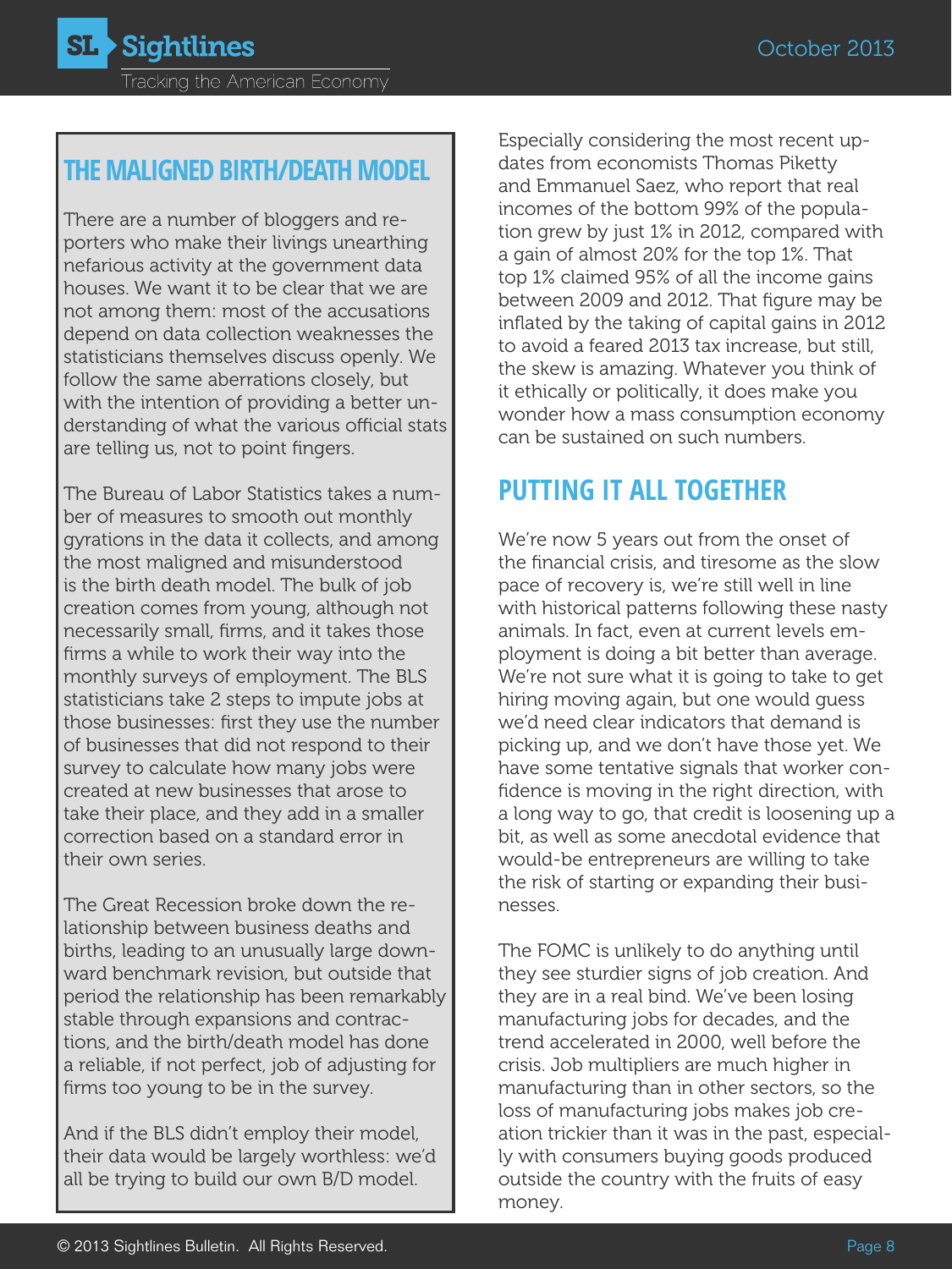## THE MALIGNED BIRTH/DEATH MODEL

There are a number of bloggers and reporters who make their livings unearthing nefarious activity at the government data houses. We want it to be clear that we are not among them: most of the accusations depend on data collection weaknesses the statisticians themselves discuss openly. We follow the same aberrations closely, but with the intention of providing a better understanding of what the various official stats are telling us, not to point fingers.

The Bureau of Labor Statistics takes a number of measures to smooth out monthly gyrations in the data it collects, and among the most maligned and misunderstood is the birth death model. The bulk of job creation comes from young, although not necessarily small, firms, and it takes those firms a while to work their way into the monthly surveys of employment. The BLS statisticians take 2 steps to impute jobs at those businesses: first they use the number of businesses that did not respond to their survey to calculate how many jobs were created at new businesses that arose to take their place, and they add in a smaller correction based on a standard error in their own series.

The Great Recession broke down the relationship between business deaths and births, leading to an unusually large downward benchmark revision, but outside that period the relationship has been remarkably stable through expansions and contractions, and the birth/death model has done a reliable, if not perfect, job of adjusting for firms too young to be in the survey.

And if the BLS didn't employ their model, their data would be largely worthless: we'd all be trying to build our own B/D model.

Especially considering the most recent updates from economists Thomas Piketty and Emmanuel Saez, who report that real incomes of the bottom 99% of the population grew by just 1% in 2012, compared with a gain of almost 20% for the top 1%. That top 1% claimed 95% of all the income gains between 2009 and 2012. That figure may be inflated by the taking of capital gains in 2012 to avoid a feared 2013 tax increase, but still, the skew is amazing. Whatever you think of it ethically or politically, it does make you wonder how a mass consumption economy can be sustained on such numbers.

## PUTTING IT ALL TOGETHER

We're now 5 years out from the onset of the financial crisis, and tiresome as the slow pace of recovery is, we're still well in line with historical patterns following these nasty animals. In fact, even at current levels employment is doing a bit better than average. We're not sure what it is going to take to get hiring moving again, but one would guess we'd need clear indicators that demand is picking up, and we don't have those yet. We have some tentative signals that worker confidence is moving in the right direction, with a long way to go, that credit is loosening up a bit, as well as some anecdotal evidence that would-be entrepreneurs are willing to take the risk of starting or expanding their businesses.

The FOMC is unlikely to do anything until they see sturdier signs of job creation. And they are in a real bind. We've been losing manufacturing jobs for decades, and the trend accelerated in 2000, well before the crisis. Job multipliers are much higher in manufacturing than in other sectors, so the loss of manufacturing jobs makes job creation trickier than it was in the past, especially with consumers buying goods produced outside the country with the fruits of easy money.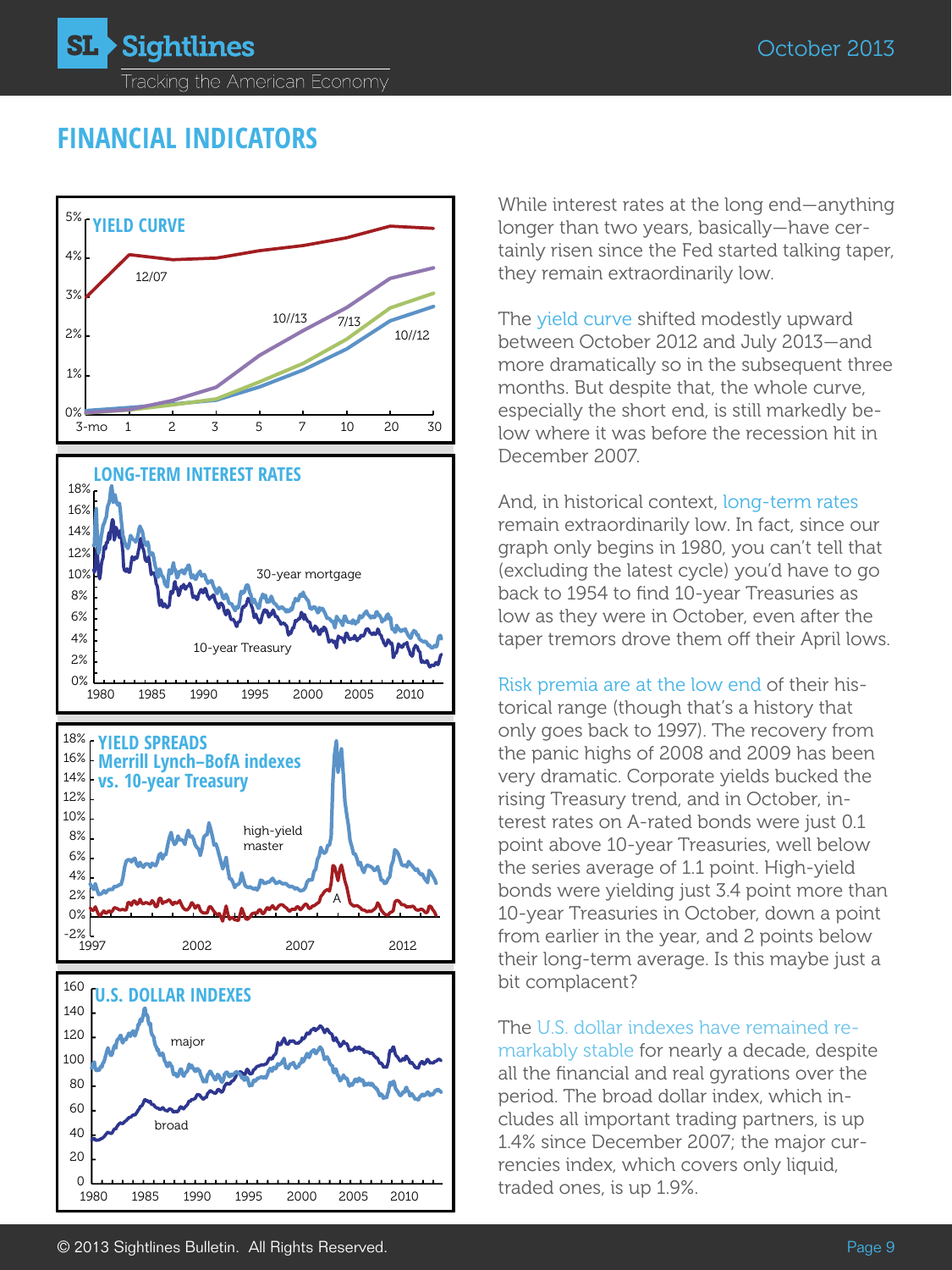## FINANCIAL INDICATORS

While interest rates at the long end—anything longer than two years, basically—have certainly risen since the Fed started talking taper, they remain extraordinarily low.

The yield curve shifted modestly upward between October 2012 and July 2013—and more dramatically so in the subsequent three months. But despite that, the whole curve, especially the short end, is still markedly below where it was before the recession hit in December 2007.

And, in historical context, long-term rates remain extraordinarily low. In fact, since our graph only begins in 1980, you can't tell that (excluding the latest cycle) you'd have to go back to 1954 to find 10-year Treasuries as low as they were in October, even after the taper tremors drove them off their April lows.

Risk premia are at the low end of their historical range (though that's a history that only goes back to 1997). The recovery from the panic highs of 2008 and 2009 has been very dramatic. Corporate yields bucked the rising Treasury trend, and in October, interest rates on A-rated bonds were just 0.1 point above 10-year Treasuries, well below the series average of 1.1 point. High-yield bonds were yielding just 3.4 point more than 10-year Treasuries in October, down a point from earlier in the year, and 2 points below their long-term average. Is this maybe just a bit complacent?

The U.S. dollar indexes have remained remarkably stable for nearly a decade, despite all the financial and real gyrations over the period. The broad dollar index, which includes all important trading partners, is up 1.4% since December 2007; the major currencies index, which covers only liquid, traded ones, is up 1.9%.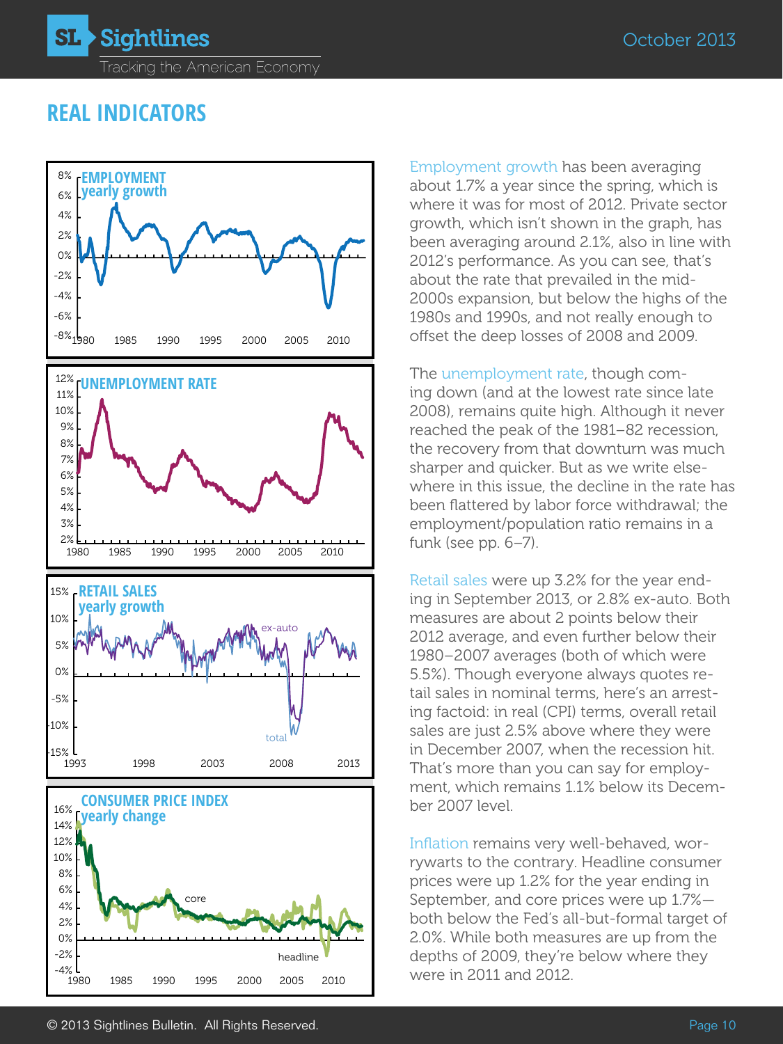## REAL INDICATORS

EMPLOYMENT
yearly growth

8%
6%
4%
2%
0%
-2%
-4%
-6%
-8%
1980 1985 1990 1995 2000 2005 2010

UNEMPLOYMENT RATE

12%
11%
10%
9%
8%
7%
6%
5%
4%
3%
2%
1980 1985 1990 1995 2000 2005 2010

RETAIL SALES
yearly growth

15%
10%
5%
0%
-5%
-10%
-15%
ex-auto
total
1993 1998 2003 2008 2013

CONSUMER PRICE INDEX
yearly change

16%
14%
12%
10%
8%
6%
4%
2%
0%
-2%
-4%
core
headline
1980 1985 1990 1995 2000 2005 2010

Employment growth has been averaging about 1.7% a year since the spring, which is where it was for most of 2012. Private sector growth, which isn't shown in the graph, has been averaging around 2.1%, also in line with 2012's performance. As you can see, that's about the rate that prevailed in the mid-2000s expansion, but below the highs of the 1980s and 1990s, and not really enough to offset the deep losses of 2008 and 2009.

The unemployment rate, though coming down (and at the lowest rate since late 2008), remains quite high. Although it never reached the peak of the 1981–82 recession, the recovery from that downturn was much sharper and quicker. But as we write elsewhere in this issue, the decline in the rate has been flattered by labor force withdrawal; the employment/population ratio remains in a funk (see pp. 6–7).

Retail sales were up 3.2% for the year ending in September 2013, or 2.8% ex-auto. Both measures are about 2 points below their 2012 average, and even further below their 1980–2007 averages (both of which were 5.5%). Though everyone always quotes retail sales in nominal terms, here's an arresting factoid: in real (CPI) terms, overall retail sales are just 2.5% above where they were in December 2007, when the recession hit. That's more than you can say for employment, which remains 1.1% below its December 2007 level.

Inflation remains very well-behaved, worrywarts to the contrary. Headline consumer prices were up 1.2% for the year ending in September, and core prices were up 1.7%—both below the Fed's all-but-formal target of 2.0%. While both measures are up from the depths of 2009, they're below where they were in 2011 and 2012.